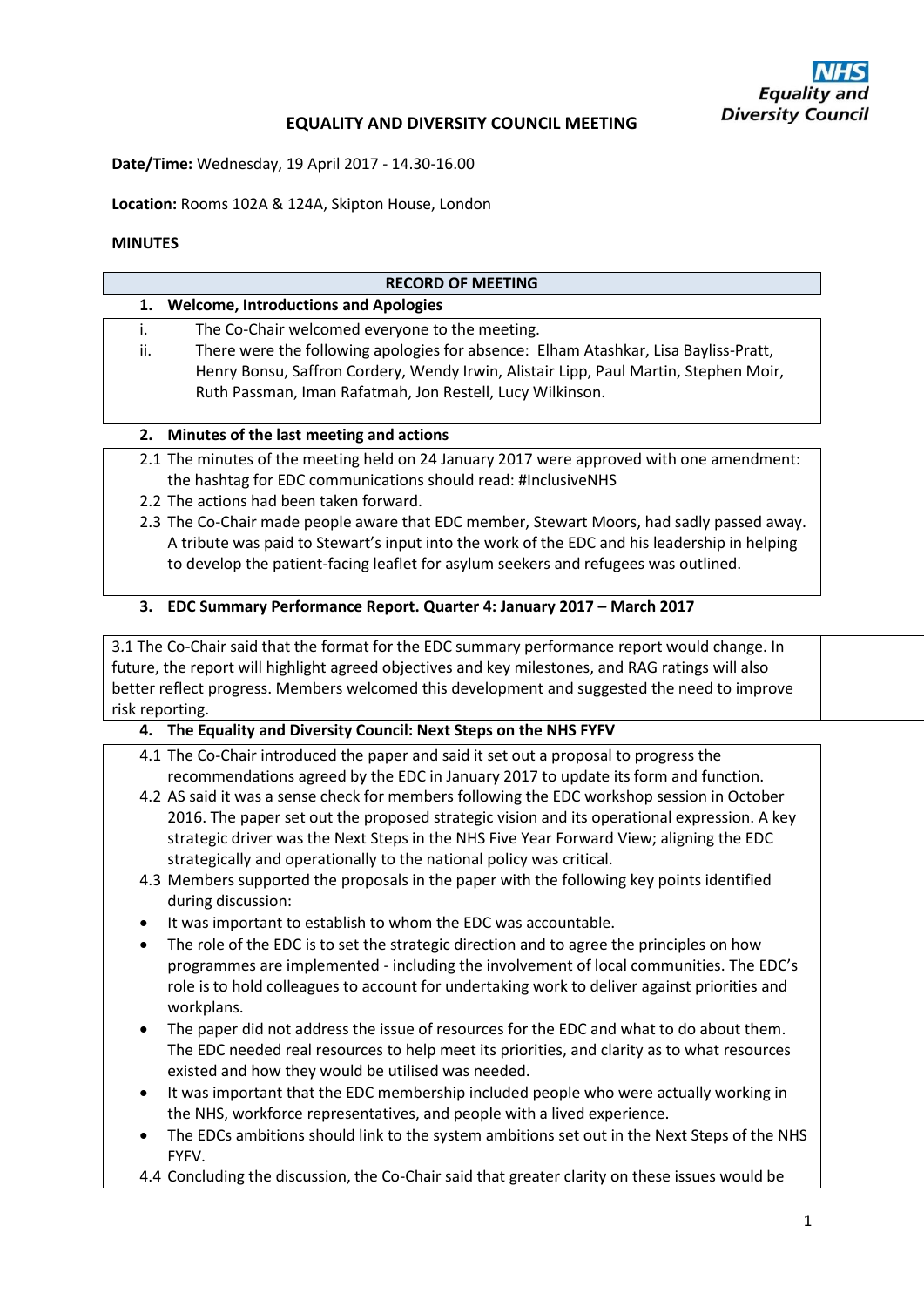**NHS Equality and Diversity Council**

# EQUALITY AND DIVERSITY COUNCIL MEETING

**Date/Time:** Wednesday, 19 April 2017 - 14.30-16.00

**Location:** Rooms 102A & 124A, Skipton House, London

**MINUTES**

## RECORD OF MEETING

### 1. Welcome, Introductions and Apologies

i. The Co-Chair welcomed everyone to the meeting.

ii. There were the following apologies for absence: Elham Atashkar, Lisa Bayliss-Pratt, Henry Bonsu, Saffron Cordery, Wendy Irwin, Alistair Lipp, Paul Martin, Stephen Moir, Ruth Passman, Iman Rafatmah, Jon Restell, Lucy Wilkinson.

### 2. Minutes of the last meeting and actions

2.1 The minutes of the meeting held on 24 January 2017 were approved with one amendment: the hashtag for EDC communications should read: #InclusiveNHS

2.2 The actions had been taken forward.

2.3 The Co-Chair made people aware that EDC member, Stewart Moors, had sadly passed away. A tribute was paid to Stewart's input into the work of the EDC and his leadership in helping to develop the patient-facing leaflet for asylum seekers and refugees was outlined.

### 3. EDC Summary Performance Report. Quarter 4: January 2017 – March 2017

3.1 The Co-Chair said that the format for the EDC summary performance report would change. In future, the report will highlight agreed objectives and key milestones, and RAG ratings will also better reflect progress. Members welcomed this development and suggested the need to improve risk reporting.

### 4. The Equality and Diversity Council: Next Steps on the NHS FYFV

4.1 The Co-Chair introduced the paper and said it set out a proposal to progress the recommendations agreed by the EDC in January 2017 to update its form and function.

4.2 AS said it was a sense check for members following the EDC workshop session in October 2016. The paper set out the proposed strategic vision and its operational expression. A key strategic driver was the Next Steps in the NHS Five Year Forward View; aligning the EDC strategically and operationally to the national policy was critical.

4.3 Members supported the proposals in the paper with the following key points identified during discussion:

- It was important to establish to whom the EDC was accountable.
- The role of the EDC is to set the strategic direction and to agree the principles on how programmes are implemented - including the involvement of local communities. The EDC's role is to hold colleagues to account for undertaking work to deliver against priorities and workplans.
- The paper did not address the issue of resources for the EDC and what to do about them. The EDC needed real resources to help meet its priorities, and clarity as to what resources existed and how they would be utilised was needed.
- It was important that the EDC membership included people who were actually working in the NHS, workforce representatives, and people with a lived experience.
- The EDCs ambitions should link to the system ambitions set out in the Next Steps of the NHS FYFV.

4.4 Concluding the discussion, the Co-Chair said that greater clarity on these issues would be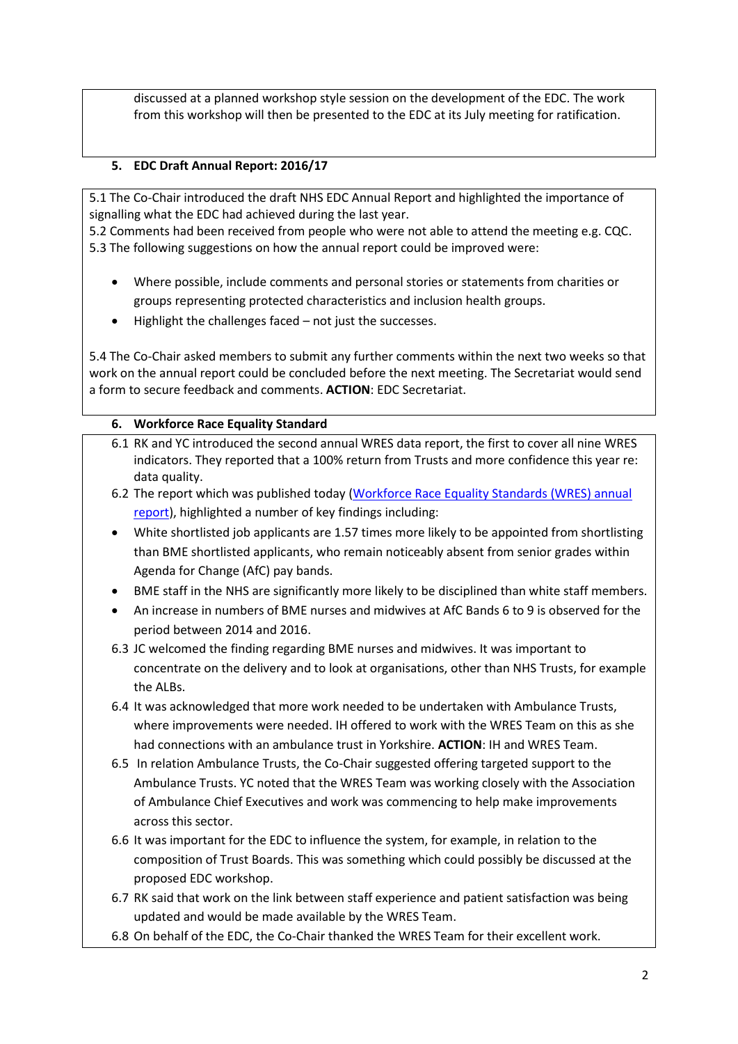discussed at a planned workshop style session on the development of the EDC. The work from this workshop will then be presented to the EDC at its July meeting for ratification.

**5. EDC Draft Annual Report: 2016/17**

5.1 The Co-Chair introduced the draft NHS EDC Annual Report and highlighted the importance of signalling what the EDC had achieved during the last year.
5.2 Comments had been received from people who were not able to attend the meeting e.g. CQC.
5.3 The following suggestions on how the annual report could be improved were:

- Where possible, include comments and personal stories or statements from charities or groups representing protected characteristics and inclusion health groups.
- Highlight the challenges faced – not just the successes.

5.4 The Co-Chair asked members to submit any further comments within the next two weeks so that work on the annual report could be concluded before the next meeting. The Secretariat would send a form to secure feedback and comments. **ACTION**: EDC Secretariat.

**6. Workforce Race Equality Standard**

6.1 RK and YC introduced the second annual WRES data report, the first to cover all nine WRES indicators. They reported that a 100% return from Trusts and more confidence this year re: data quality.

6.2 The report which was published today ([Workforce Race Equality Standards (WRES) annual report](Workforce Race Equality Standards (WRES) annual report)), highlighted a number of key findings including:

- White shortlisted job applicants are 1.57 times more likely to be appointed from shortlisting than BME shortlisted applicants, who remain noticeably absent from senior grades within Agenda for Change (AfC) pay bands.
- BME staff in the NHS are significantly more likely to be disciplined than white staff members.
- An increase in numbers of BME nurses and midwives at AfC Bands 6 to 9 is observed for the period between 2014 and 2016.

6.3 JC welcomed the finding regarding BME nurses and midwives. It was important to concentrate on the delivery and to look at organisations, other than NHS Trusts, for example the ALBs.

6.4 It was acknowledged that more work needed to be undertaken with Ambulance Trusts, where improvements were needed. IH offered to work with the WRES Team on this as she had connections with an ambulance trust in Yorkshire. **ACTION**: IH and WRES Team.

6.5 In relation Ambulance Trusts, the Co-Chair suggested offering targeted support to the Ambulance Trusts. YC noted that the WRES Team was working closely with the Association of Ambulance Chief Executives and work was commencing to help make improvements across this sector.

6.6 It was important for the EDC to influence the system, for example, in relation to the composition of Trust Boards. This was something which could possibly be discussed at the proposed EDC workshop.

6.7 RK said that work on the link between staff experience and patient satisfaction was being updated and would be made available by the WRES Team.

6.8 On behalf of the EDC, the Co-Chair thanked the WRES Team for their excellent work.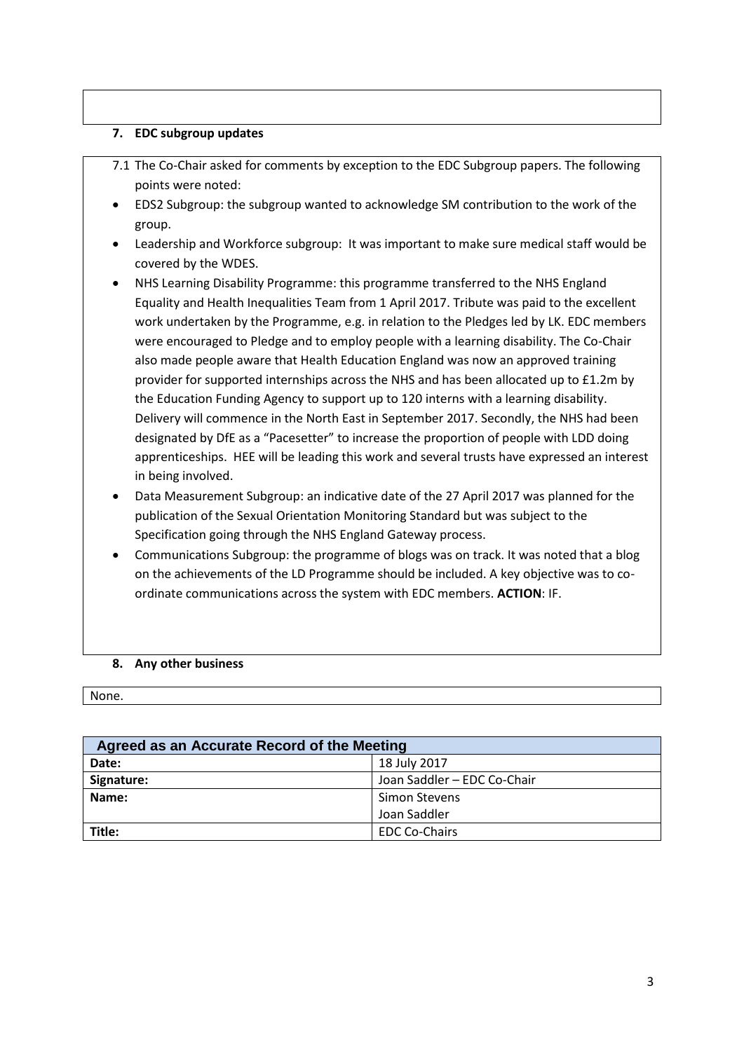## 7. EDC subgroup updates

7.1 The Co-Chair asked for comments by exception to the EDC Subgroup papers. The following points were noted:

- EDS2 Subgroup: the subgroup wanted to acknowledge SM contribution to the work of the group.
- Leadership and Workforce subgroup: It was important to make sure medical staff would be covered by the WDES.
- NHS Learning Disability Programme: this programme transferred to the NHS England Equality and Health Inequalities Team from 1 April 2017. Tribute was paid to the excellent work undertaken by the Programme, e.g. in relation to the Pledges led by LK. EDC members were encouraged to Pledge and to employ people with a learning disability. The Co-Chair also made people aware that Health Education England was now an approved training provider for supported internships across the NHS and has been allocated up to £1.2m by the Education Funding Agency to support up to 120 interns with a learning disability. Delivery will commence in the North East in September 2017. Secondly, the NHS had been designated by DfE as a "Pacesetter" to increase the proportion of people with LDD doing apprenticeships. HEE will be leading this work and several trusts have expressed an interest in being involved.
- Data Measurement Subgroup: an indicative date of the 27 April 2017 was planned for the publication of the Sexual Orientation Monitoring Standard but was subject to the Specification going through the NHS England Gateway process.
- Communications Subgroup: the programme of blogs was on track. It was noted that a blog on the achievements of the LD Programme should be included. A key objective was to co-ordinate communications across the system with EDC members. **ACTION**: IF.

## 8. Any other business

None.

| Agreed as an Accurate Record of the Meeting | |
|---|---|
| **Date:** | 18 July 2017 |
| **Signature:** | Joan Saddler – EDC Co-Chair |
| **Name:** | Simon Stevens<br>Joan Saddler |
| **Title:** | EDC Co-Chairs |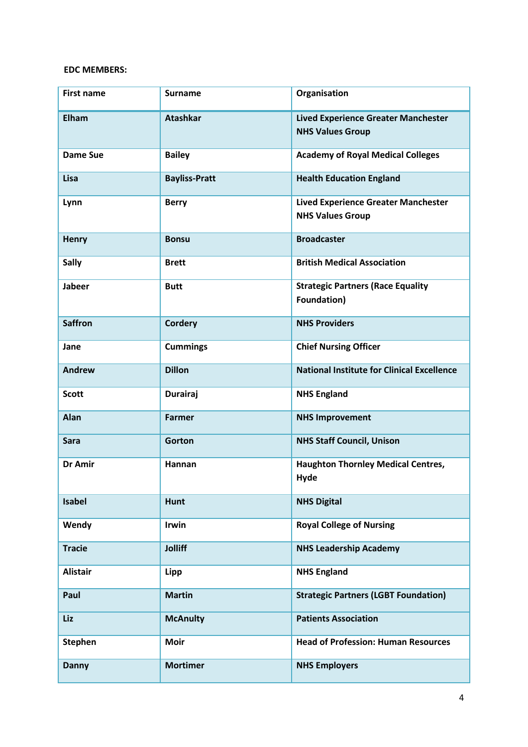**EDC MEMBERS:**

| First name | Surname | Organisation |
|---|---|---|
| Elham | Atashkar | Lived Experience Greater Manchester NHS Values Group |
| Dame Sue | Bailey | Academy of Royal Medical Colleges |
| Lisa | Bayliss-Pratt | Health Education England |
| Lynn | Berry | Lived Experience Greater Manchester NHS Values Group |
| Henry | Bonsu | Broadcaster |
| Sally | Brett | British Medical Association |
| Jabeer | Butt | Strategic Partners (Race Equality Foundation) |
| Saffron | Cordery | NHS Providers |
| Jane | Cummings | Chief Nursing Officer |
| Andrew | Dillon | National Institute for Clinical Excellence |
| Scott | Durairaj | NHS England |
| Alan | Farmer | NHS Improvement |
| Sara | Gorton | NHS Staff Council, Unison |
| Dr Amir | Hannan | Haughton Thornley Medical Centres, Hyde |
| Isabel | Hunt | NHS Digital |
| Wendy | Irwin | Royal College of Nursing |
| Tracie | Jolliff | NHS Leadership Academy |
| Alistair | Lipp | NHS England |
| Paul | Martin | Strategic Partners (LGBT Foundation) |
| Liz | McAnulty | Patients Association |
| Stephen | Moir | Head of Profession: Human Resources |
| Danny | Mortimer | NHS Employers |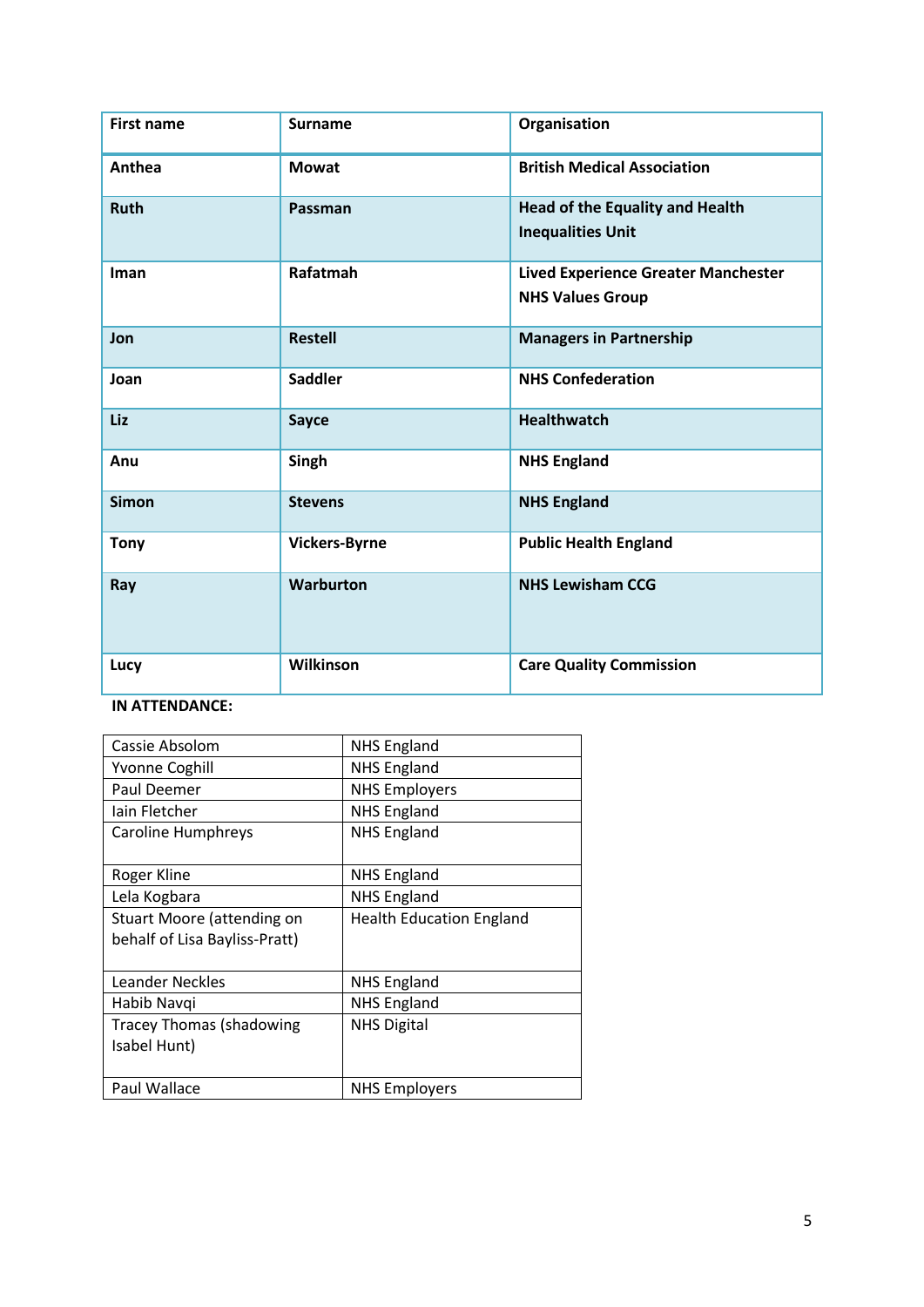| First name | Surname | Organisation |
|---|---|---|
| **Anthea** | **Mowat** | **British Medical Association** |
| **Ruth** | **Passman** | **Head of the Equality and Health Inequalities Unit** |
| **Iman** | **Rafatmah** | **Lived Experience Greater Manchester NHS Values Group** |
| **Jon** | **Restell** | **Managers in Partnership** |
| **Joan** | **Saddler** | **NHS Confederation** |
| **Liz** | **Sayce** | **Healthwatch** |
| **Anu** | **Singh** | **NHS England** |
| **Simon** | **Stevens** | **NHS England** |
| **Tony** | **Vickers-Byrne** | **Public Health England** |
| **Ray** | **Warburton** | **NHS Lewisham CCG** |
| **Lucy** | **Wilkinson** | **Care Quality Commission** |

**IN ATTENDANCE:**

| | |
|---|---|
| Cassie Absolom | NHS England |
| Yvonne Coghill | NHS England |
| Paul Deemer | NHS Employers |
| Iain Fletcher | NHS England |
| Caroline Humphreys | NHS England |
| Roger Kline | NHS England |
| Lela Kogbara | NHS England |
| Stuart Moore (attending on behalf of Lisa Bayliss-Pratt) | Health Education England |
| Leander Neckles | NHS England |
| Habib Navqi | NHS England |
| Tracey Thomas (shadowing Isabel Hunt) | NHS Digital |
| Paul Wallace | NHS Employers |